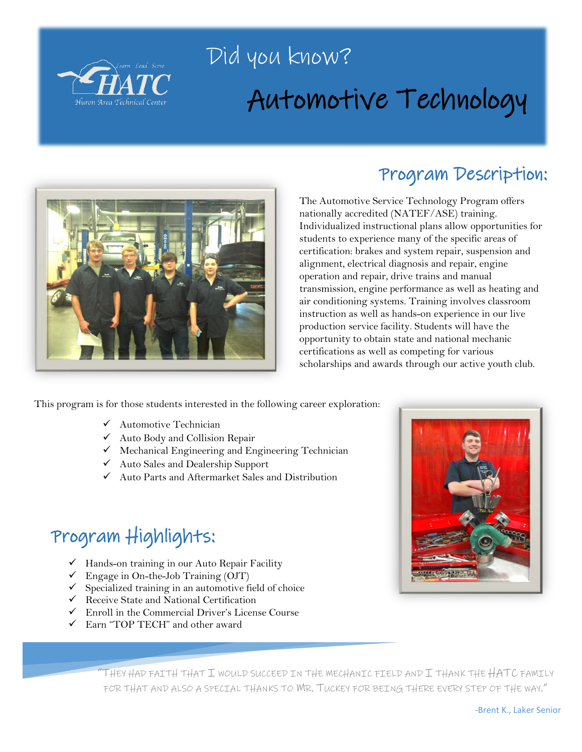Learn Lead Serve

HATC

Huron Area Technical Center

# Did you know?

# Automotive Technology

## Program Description:

The Automotive Service Technology Program offers nationally accredited (NATEF/ASE) training. Individualized instructional plans allow opportunities for students to experience many of the specific areas of certification: brakes and system repair, suspension and alignment, electrical diagnosis and repair, engine operation and repair, drive trains and manual transmission, engine performance as well as heating and air conditioning systems. Training involves classroom instruction as well as hands-on experience in our live production service facility. Students will have the opportunity to obtain state and national mechanic certifications as well as competing for various scholarships and awards through our active youth club.

This program is for those students interested in the following career exploration:

- ✓ Automotive Technician
- ✓ Auto Body and Collision Repair
- ✓ Mechanical Engineering and Engineering Technician
- ✓ Auto Sales and Dealership Support
- ✓ Auto Parts and Aftermarket Sales and Distribution

## Program Highlights:

- ✓ Hands-on training in our Auto Repair Facility
- ✓ Engage in On-the-Job Training (OJT)
- ✓ Specialized training in an automotive field of choice
- ✓ Receive State and National Certification
- ✓ Enroll in the Commercial Driver's License Course
- ✓ Earn "TOP TECH" and other award

"They had faith that I would succeed in the mechanic field and I thank the HATC family for that and also a special thanks to Mr. Tuckey for being there every step of the way."

-Brent K., Laker Senior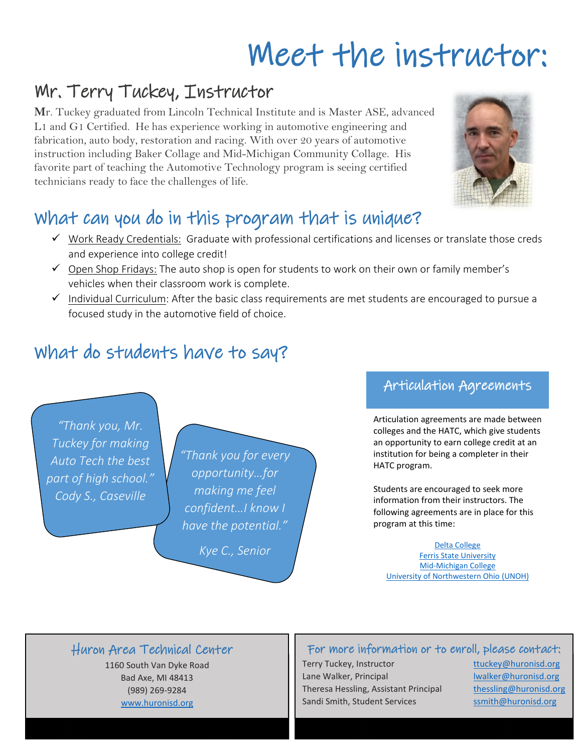# Meet the instructor:

## Mr. Terry Tuckey, Instructor

Mr. Tuckey graduated from Lincoln Technical Institute and is Master ASE, advanced L1 and G1 Certified. He has experience working in automotive engineering and fabrication, auto body, restoration and racing. With over 20 years of automotive instruction including Baker Collage and Mid-Michigan Community Collage. His favorite part of teaching the Automotive Technology program is seeing certified technicians ready to face the challenges of life.

## What can you do in this program that is unique?

- ✓ Work Ready Credentials: Graduate with professional certifications and licenses or translate those creds and experience into college credit!
- ✓ Open Shop Fridays: The auto shop is open for students to work on their own or family member's vehicles when their classroom work is complete.
- ✓ Individual Curriculum: After the basic class requirements are met students are encouraged to pursue a focused study in the automotive field of choice.

## What do students have to say?

*"Thank you, Mr. Tuckey for making Auto Tech the best part of high school." Cody S., Caseville*

*"Thank you for every opportunity…for making me feel confident…I know I have the potential."*

*Kye C., Senior*

### Articulation Agreements

Articulation agreements are made between colleges and the HATC, which give students an opportunity to earn college credit at an institution for being a completer in their HATC program.

Students are encouraged to seek more information from their instructors. The following agreements are in place for this program at this time:

Delta College
Ferris State University
Mid-Michigan College
University of Northwestern Ohio (UNOH)

### Huron Area Technical Center

1160 South Van Dyke Road
Bad Axe, MI 48413
(989) 269-9284
www.huronisd.org

### For more information or to enroll, please contact:

| | |
|---|---|
| Terry Tuckey, Instructor | ttuckey@huronisd.org |
| Lane Walker, Principal | lwalker@huronisd.org |
| Theresa Hessling, Assistant Principal | thessling@huronisd.org |
| Sandi Smith, Student Services | ssmith@huronisd.org |